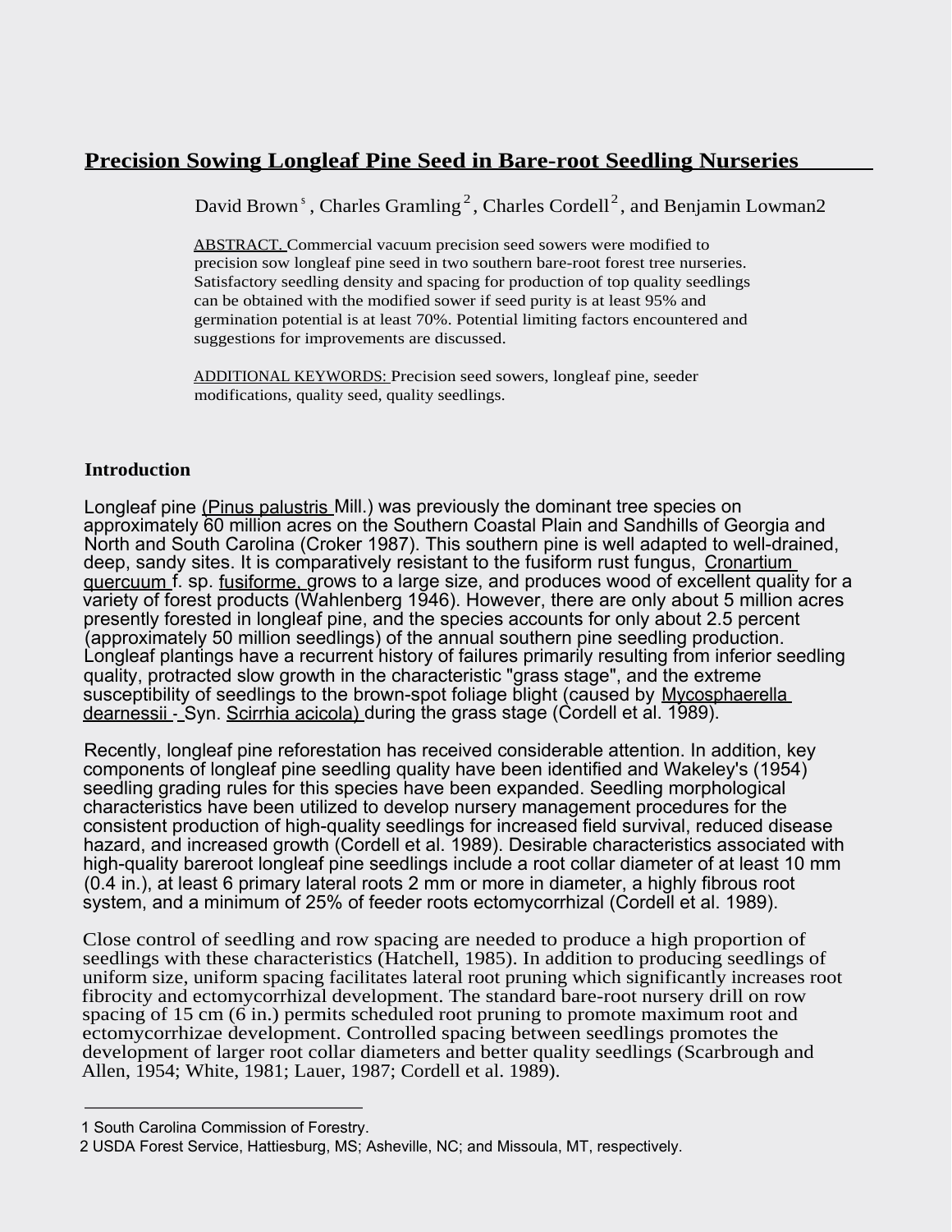# Precision Sowing Longleaf Pine Seed in Bare-root Seedling Nurseries

David Brown[s], Charles Gramling[2], Charles Cordell[2], and Benjamin Lowman2

ABSTRACT. Commercial vacuum precision seed sowers were modified to precision sow longleaf pine seed in two southern bare-root forest tree nurseries. Satisfactory seedling density and spacing for production of top quality seedlings can be obtained with the modified sower if seed purity is at least 95% and germination potential is at least 70%. Potential limiting factors encountered and suggestions for improvements are discussed.

ADDITIONAL KEYWORDS: Precision seed sowers, longleaf pine, seeder modifications, quality seed, quality seedlings.

## Introduction

Longleaf pine (*Pinus palustris* Mill.) was previously the dominant tree species on approximately 60 million acres on the Southern Coastal Plain and Sandhills of Georgia and North and South Carolina (Croker 1987). This southern pine is well adapted to well-drained, deep, sandy sites. It is comparatively resistant to the fusiform rust fungus, *Cronartium quercuum* f. sp. *fusiforme*, grows to a large size, and produces wood of excellent quality for a variety of forest products (Wahlenberg 1946). However, there are only about 5 million acres presently forested in longleaf pine, and the species accounts for only about 2.5 percent (approximately 50 million seedlings) of the annual southern pine seedling production. Longleaf plantings have a recurrent history of failures primarily resulting from inferior seedling quality, protracted slow growth in the characteristic "grass stage", and the extreme susceptibility of seedlings to the brown-spot foliage blight (caused by *Mycosphaerella dearnessii* - Syn. *Scirrhia acicola*) during the grass stage (Cordell et al. 1989).

Recently, longleaf pine reforestation has received considerable attention. In addition, key components of longleaf pine seedling quality have been identified and Wakeley's (1954) seedling grading rules for this species have been expanded. Seedling morphological characteristics have been utilized to develop nursery management procedures for the consistent production of high-quality seedlings for increased field survival, reduced disease hazard, and increased growth (Cordell et al. 1989). Desirable characteristics associated with high-quality bareroot longleaf pine seedlings include a root collar diameter of at least 10 mm (0.4 in.), at least 6 primary lateral roots 2 mm or more in diameter, a highly fibrous root system, and a minimum of 25% of feeder roots ectomycorrhizal (Cordell et al. 1989).

Close control of seedling and row spacing are needed to produce a high proportion of seedlings with these characteristics (Hatchell, 1985). In addition to producing seedlings of uniform size, uniform spacing facilitates lateral root pruning which significantly increases root fibrocity and ectomycorrhizal development. The standard bare-root nursery drill on row spacing of 15 cm (6 in.) permits scheduled root pruning to promote maximum root and ectomycorrhizae development. Controlled spacing between seedlings promotes the development of larger root collar diameters and better quality seedlings (Scarbrough and Allen, 1954; White, 1981; Lauer, 1987; Cordell et al. 1989).

---

1 South Carolina Commission of Forestry.

2 USDA Forest Service, Hattiesburg, MS; Asheville, NC; and Missoula, MT, respectively.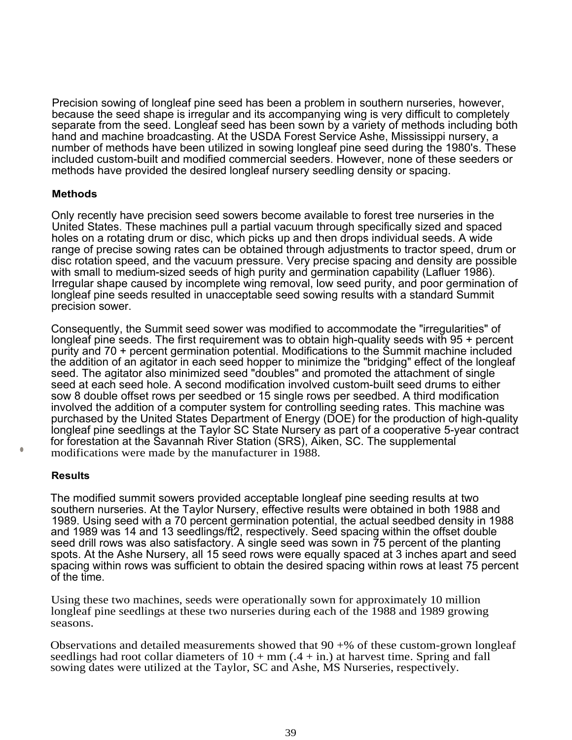Precision sowing of longleaf pine seed has been a problem in southern nurseries, however, because the seed shape is irregular and its accompanying wing is very difficult to completely separate from the seed. Longleaf seed has been sown by a variety of methods including both hand and machine broadcasting. At the USDA Forest Service Ashe, Mississippi nursery, a number of methods have been utilized in sowing longleaf pine seed during the 1980's. These included custom-built and modified commercial seeders. However, none of these seeders or methods have provided the desired longleaf nursery seedling density or spacing.

**Methods**

Only recently have precision seed sowers become available to forest tree nurseries in the United States. These machines pull a partial vacuum through specifically sized and spaced holes on a rotating drum or disc, which picks up and then drops individual seeds. A wide range of precise sowing rates can be obtained through adjustments to tractor speed, drum or disc rotation speed, and the vacuum pressure. Very precise spacing and density are possible with small to medium-sized seeds of high purity and germination capability (Lafluer 1986). Irregular shape caused by incomplete wing removal, low seed purity, and poor germination of longleaf pine seeds resulted in unacceptable seed sowing results with a standard Summit precision sower.

Consequently, the Summit seed sower was modified to accommodate the "irregularities" of longleaf pine seeds. The first requirement was to obtain high-quality seeds with 95 + percent purity and 70 + percent germination potential. Modifications to the Summit machine included the addition of an agitator in each seed hopper to minimize the "bridging" effect of the longleaf seed. The agitator also minimized seed "doubles" and promoted the attachment of single seed at each seed hole. A second modification involved custom-built seed drums to either sow 8 double offset rows per seedbed or 15 single rows per seedbed. A third modification involved the addition of a computer system for controlling seeding rates. This machine was purchased by the United States Department of Energy (DOE) for the production of high-quality longleaf pine seedlings at the Taylor SC State Nursery as part of a cooperative 5-year contract for forestation at the Savannah River Station (SRS), Aiken, SC. The supplemental modifications were made by the manufacturer in 1988.

**Results**

The modified summit sowers provided acceptable longleaf pine seeding results at two southern nurseries. At the Taylor Nursery, effective results were obtained in both 1988 and 1989. Using seed with a 70 percent germination potential, the actual seedbed density in 1988 and 1989 was 14 and 13 seedlings/ft2, respectively. Seed spacing within the offset double seed drill rows was also satisfactory. A single seed was sown in 75 percent of the planting spots. At the Ashe Nursery, all 15 seed rows were equally spaced at 3 inches apart and seed spacing within rows was sufficient to obtain the desired spacing within rows at least 75 percent of the time.

Using these two machines, seeds were operationally sown for approximately 10 million longleaf pine seedlings at these two nurseries during each of the 1988 and 1989 growing seasons.

Observations and detailed measurements showed that 90 +% of these custom-grown longleaf seedlings had root collar diameters of 10 + mm (.4 + in.) at harvest time. Spring and fall sowing dates were utilized at the Taylor, SC and Ashe, MS Nurseries, respectively.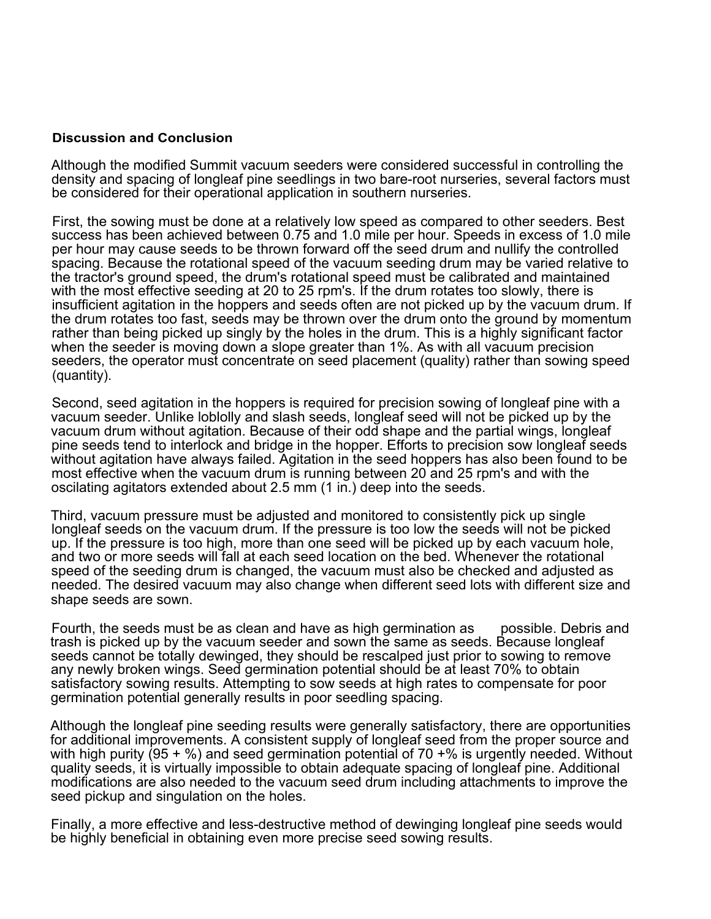## Discussion and Conclusion

Although the modified Summit vacuum seeders were considered successful in controlling the density and spacing of longleaf pine seedlings in two bare-root nurseries, several factors must be considered for their operational application in southern nurseries.

First, the sowing must be done at a relatively low speed as compared to other seeders. Best success has been achieved between 0.75 and 1.0 mile per hour. Speeds in excess of 1.0 mile per hour may cause seeds to be thrown forward off the seed drum and nullify the controlled spacing. Because the rotational speed of the vacuum seeding drum may be varied relative to the tractor's ground speed, the drum's rotational speed must be calibrated and maintained with the most effective seeding at 20 to 25 rpm's. If the drum rotates too slowly, there is insufficient agitation in the hoppers and seeds often are not picked up by the vacuum drum. If the drum rotates too fast, seeds may be thrown over the drum onto the ground by momentum rather than being picked up singly by the holes in the drum. This is a highly significant factor when the seeder is moving down a slope greater than 1%. As with all vacuum precision seeders, the operator must concentrate on seed placement (quality) rather than sowing speed (quantity).

Second, seed agitation in the hoppers is required for precision sowing of longleaf pine with a vacuum seeder. Unlike loblolly and slash seeds, longleaf seed will not be picked up by the vacuum drum without agitation. Because of their odd shape and the partial wings, longleaf pine seeds tend to interlock and bridge in the hopper. Efforts to precision sow longleaf seeds without agitation have always failed. Agitation in the seed hoppers has also been found to be most effective when the vacuum drum is running between 20 and 25 rpm's and with the oscilating agitators extended about 2.5 mm (1 in.) deep into the seeds.

Third, vacuum pressure must be adjusted and monitored to consistently pick up single longleaf seeds on the vacuum drum. If the pressure is too low the seeds will not be picked up. If the pressure is too high, more than one seed will be picked up by each vacuum hole, and two or more seeds will fall at each seed location on the bed. Whenever the rotational speed of the seeding drum is changed, the vacuum must also be checked and adjusted as needed. The desired vacuum may also change when different seed lots with different size and shape seeds are sown.

Fourth, the seeds must be as clean and have as high germination as possible. Debris and trash is picked up by the vacuum seeder and sown the same as seeds. Because longleaf seeds cannot be totally dewinged, they should be rescalped just prior to sowing to remove any newly broken wings. Seed germination potential should be at least 70% to obtain satisfactory sowing results. Attempting to sow seeds at high rates to compensate for poor germination potential generally results in poor seedling spacing.

Although the longleaf pine seeding results were generally satisfactory, there are opportunities for additional improvements. A consistent supply of longleaf seed from the proper source and with high purity (95 + %) and seed germination potential of 70 +% is urgently needed. Without quality seeds, it is virtually impossible to obtain adequate spacing of longleaf pine. Additional modifications are also needed to the vacuum seed drum including attachments to improve the seed pickup and singulation on the holes.

Finally, a more effective and less-destructive method of dewinging longleaf pine seeds would be highly beneficial in obtaining even more precise seed sowing results.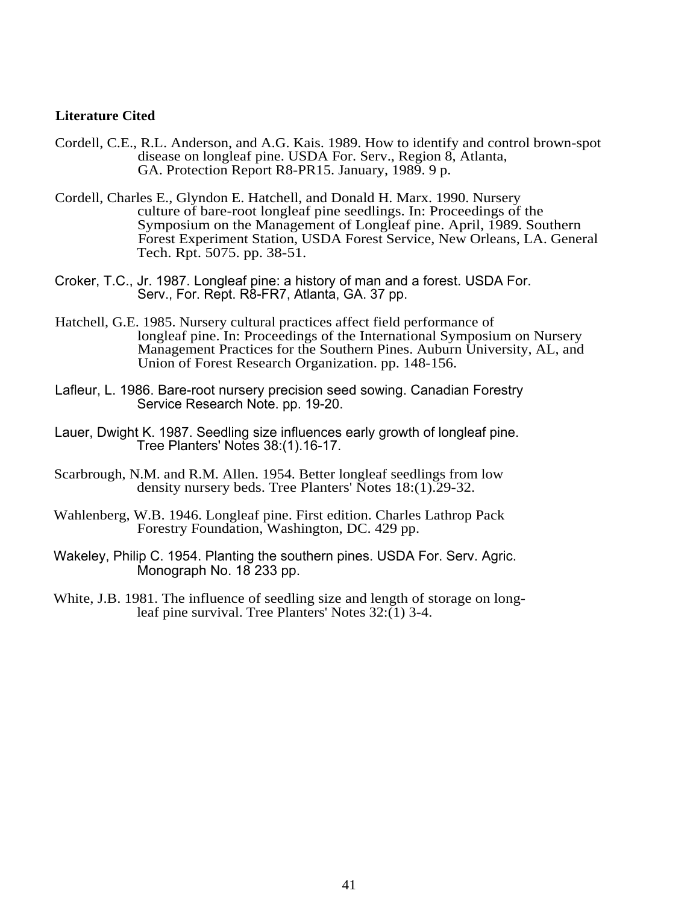**Literature Cited**

Cordell, C.E., R.L. Anderson, and A.G. Kais. 1989. How to identify and control brown-spot disease on longleaf pine. USDA For. Serv., Region 8, Atlanta, GA. Protection Report R8-PR15. January, 1989. 9 p.

Cordell, Charles E., Glyndon E. Hatchell, and Donald H. Marx. 1990. Nursery culture of bare-root longleaf pine seedlings. In: Proceedings of the Symposium on the Management of Longleaf pine. April, 1989. Southern Forest Experiment Station, USDA Forest Service, New Orleans, LA. General Tech. Rpt. 5075. pp. 38-51.

Croker, T.C., Jr. 1987. Longleaf pine: a history of man and a forest. USDA For. Serv., For. Rept. R8-FR7, Atlanta, GA. 37 pp.

Hatchell, G.E. 1985. Nursery cultural practices affect field performance of longleaf pine. In: Proceedings of the International Symposium on Nursery Management Practices for the Southern Pines. Auburn University, AL, and Union of Forest Research Organization. pp. 148-156.

Lafleur, L. 1986. Bare-root nursery precision seed sowing. Canadian Forestry Service Research Note. pp. 19-20.

Lauer, Dwight K. 1987. Seedling size influences early growth of longleaf pine. Tree Planters' Notes 38:(1).16-17.

Scarbrough, N.M. and R.M. Allen. 1954. Better longleaf seedlings from low density nursery beds. Tree Planters' Notes 18:(1).29-32.

Wahlenberg, W.B. 1946. Longleaf pine. First edition. Charles Lathrop Pack Forestry Foundation, Washington, DC. 429 pp.

Wakeley, Philip C. 1954. Planting the southern pines. USDA For. Serv. Agric. Monograph No. 18 233 pp.

White, J.B. 1981. The influence of seedling size and length of storage on long-leaf pine survival. Tree Planters' Notes 32:(1) 3-4.